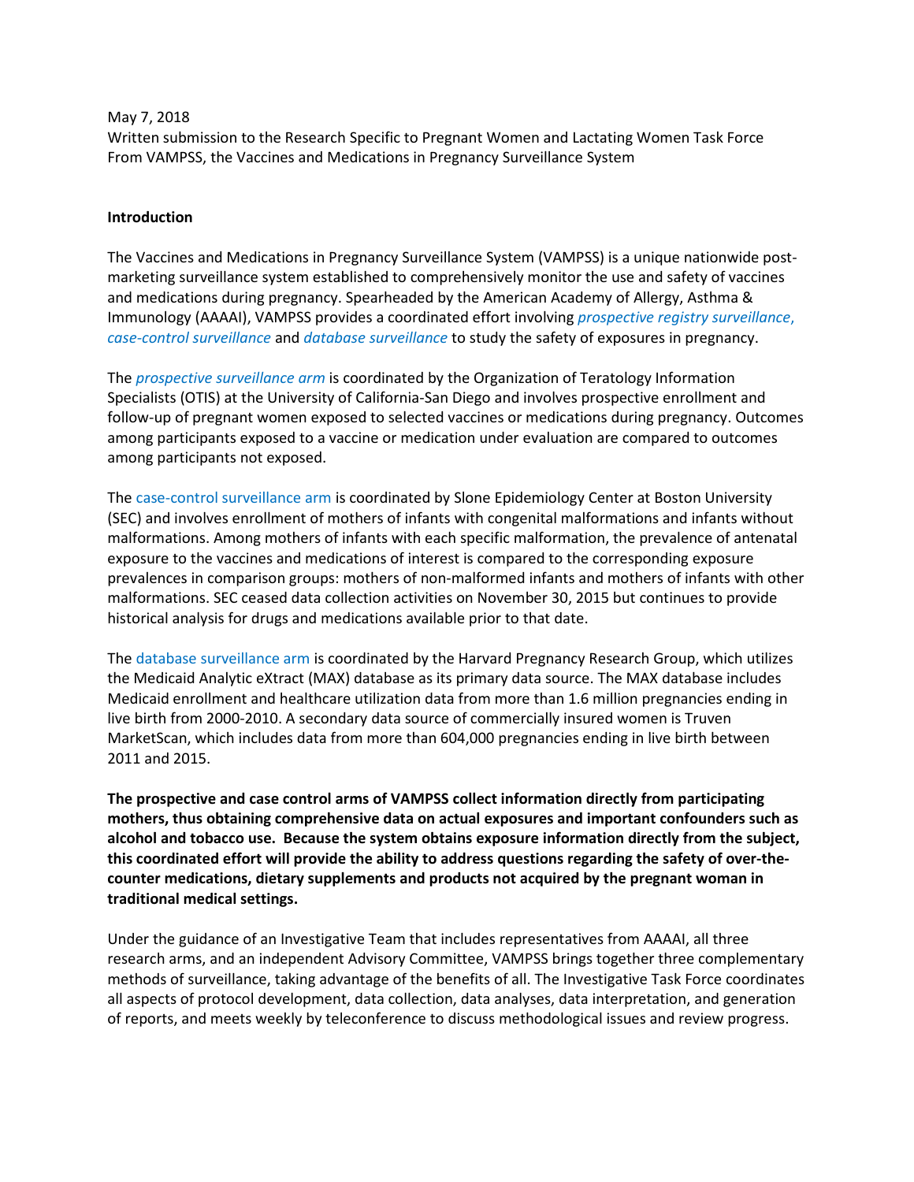May 7, 2018
Written submission to the Research Specific to Pregnant Women and Lactating Women Task Force
From VAMPSS, the Vaccines and Medications in Pregnancy Surveillance System

**Introduction**

The Vaccines and Medications in Pregnancy Surveillance System (VAMPSS) is a unique nationwide post-marketing surveillance system established to comprehensively monitor the use and safety of vaccines and medications during pregnancy. Spearheaded by the American Academy of Allergy, Asthma & Immunology (AAAAI), VAMPSS provides a coordinated effort involving *prospective registry surveillance*, *case-control surveillance* and *database surveillance* to study the safety of exposures in pregnancy.

The *prospective surveillance arm* is coordinated by the Organization of Teratology Information Specialists (OTIS) at the University of California-San Diego and involves prospective enrollment and follow-up of pregnant women exposed to selected vaccines or medications during pregnancy. Outcomes among participants exposed to a vaccine or medication under evaluation are compared to outcomes among participants not exposed.

The case-control surveillance arm is coordinated by Slone Epidemiology Center at Boston University (SEC) and involves enrollment of mothers of infants with congenital malformations and infants without malformations. Among mothers of infants with each specific malformation, the prevalence of antenatal exposure to the vaccines and medications of interest is compared to the corresponding exposure prevalences in comparison groups: mothers of non-malformed infants and mothers of infants with other malformations. SEC ceased data collection activities on November 30, 2015 but continues to provide historical analysis for drugs and medications available prior to that date.

The database surveillance arm is coordinated by the Harvard Pregnancy Research Group, which utilizes the Medicaid Analytic eXtract (MAX) database as its primary data source. The MAX database includes Medicaid enrollment and healthcare utilization data from more than 1.6 million pregnancies ending in live birth from 2000-2010. A secondary data source of commercially insured women is Truven MarketScan, which includes data from more than 604,000 pregnancies ending in live birth between 2011 and 2015.

**The prospective and case control arms of VAMPSS collect information directly from participating mothers, thus obtaining comprehensive data on actual exposures and important confounders such as alcohol and tobacco use. Because the system obtains exposure information directly from the subject, this coordinated effort will provide the ability to address questions regarding the safety of over-the-counter medications, dietary supplements and products not acquired by the pregnant woman in traditional medical settings.**

Under the guidance of an Investigative Team that includes representatives from AAAAI, all three research arms, and an independent Advisory Committee, VAMPSS brings together three complementary methods of surveillance, taking advantage of the benefits of all. The Investigative Task Force coordinates all aspects of protocol development, data collection, data analyses, data interpretation, and generation of reports, and meets weekly by teleconference to discuss methodological issues and review progress.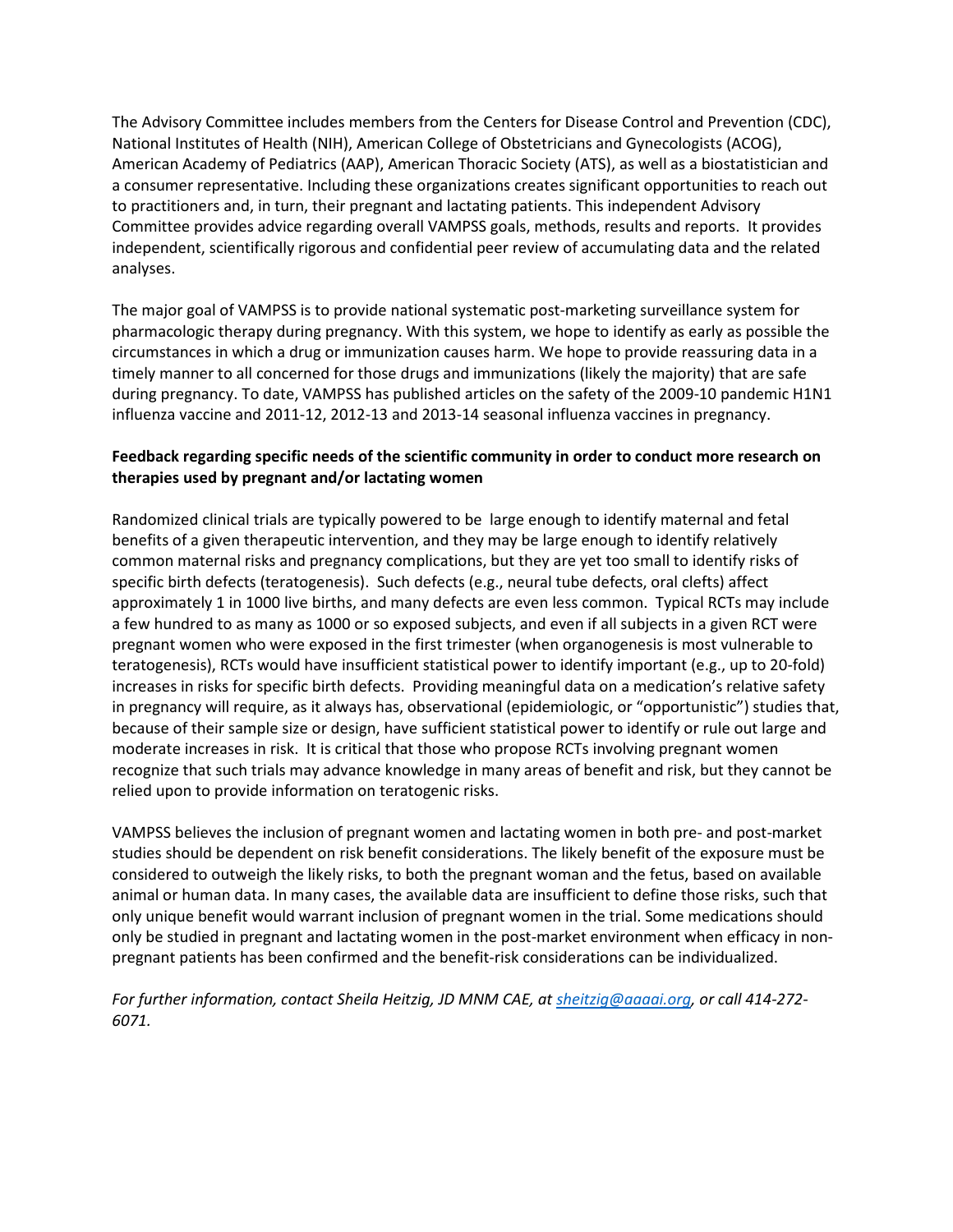The Advisory Committee includes members from the Centers for Disease Control and Prevention (CDC), National Institutes of Health (NIH), American College of Obstetricians and Gynecologists (ACOG), American Academy of Pediatrics (AAP), American Thoracic Society (ATS), as well as a biostatistician and a consumer representative. Including these organizations creates significant opportunities to reach out to practitioners and, in turn, their pregnant and lactating patients. This independent Advisory Committee provides advice regarding overall VAMPSS goals, methods, results and reports. It provides independent, scientifically rigorous and confidential peer review of accumulating data and the related analyses.

The major goal of VAMPSS is to provide national systematic post-marketing surveillance system for pharmacologic therapy during pregnancy. With this system, we hope to identify as early as possible the circumstances in which a drug or immunization causes harm. We hope to provide reassuring data in a timely manner to all concerned for those drugs and immunizations (likely the majority) that are safe during pregnancy. To date, VAMPSS has published articles on the safety of the 2009-10 pandemic H1N1 influenza vaccine and 2011-12, 2012-13 and 2013-14 seasonal influenza vaccines in pregnancy.

**Feedback regarding specific needs of the scientific community in order to conduct more research on therapies used by pregnant and/or lactating women**

Randomized clinical trials are typically powered to be large enough to identify maternal and fetal benefits of a given therapeutic intervention, and they may be large enough to identify relatively common maternal risks and pregnancy complications, but they are yet too small to identify risks of specific birth defects (teratogenesis). Such defects (e.g., neural tube defects, oral clefts) affect approximately 1 in 1000 live births, and many defects are even less common. Typical RCTs may include a few hundred to as many as 1000 or so exposed subjects, and even if all subjects in a given RCT were pregnant women who were exposed in the first trimester (when organogenesis is most vulnerable to teratogenesis), RCTs would have insufficient statistical power to identify important (e.g., up to 20-fold) increases in risks for specific birth defects. Providing meaningful data on a medication's relative safety in pregnancy will require, as it always has, observational (epidemiologic, or "opportunistic") studies that, because of their sample size or design, have sufficient statistical power to identify or rule out large and moderate increases in risk. It is critical that those who propose RCTs involving pregnant women recognize that such trials may advance knowledge in many areas of benefit and risk, but they cannot be relied upon to provide information on teratogenic risks.

VAMPSS believes the inclusion of pregnant women and lactating women in both pre- and post-market studies should be dependent on risk benefit considerations. The likely benefit of the exposure must be considered to outweigh the likely risks, to both the pregnant woman and the fetus, based on available animal or human data. In many cases, the available data are insufficient to define those risks, such that only unique benefit would warrant inclusion of pregnant women in the trial. Some medications should only be studied in pregnant and lactating women in the post-market environment when efficacy in non-pregnant patients has been confirmed and the benefit-risk considerations can be individualized.

*For further information, contact Sheila Heitzig, JD MNM CAE, at [sheitzig@aaaai.org](mailto:sheitzig@aaaai.org), or call 414-272-6071.*